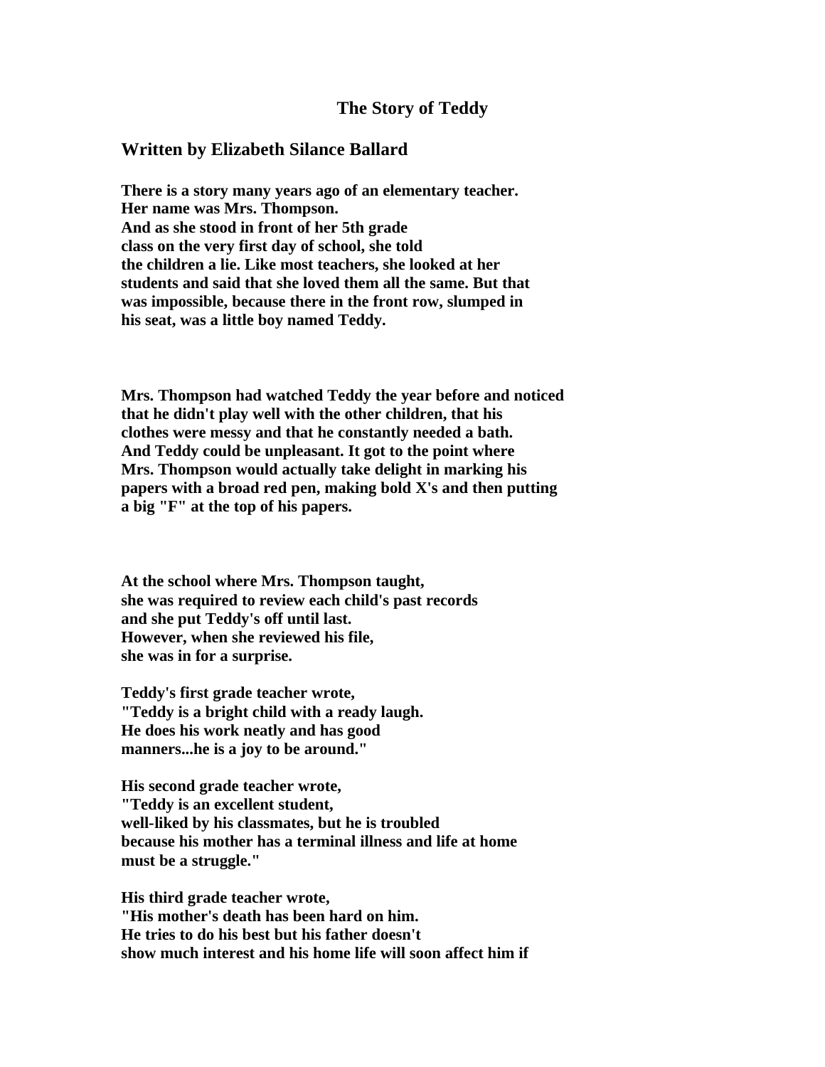# The Story of Teddy

## Written by Elizabeth Silance Ballard

**There is a story many years ago of an elementary teacher. Her name was Mrs. Thompson. And as she stood in front of her 5th grade class on the very first day of school, she told the children a lie. Like most teachers, she looked at her students and said that she loved them all the same. But that was impossible, because there in the front row, slumped in his seat, was a little boy named Teddy.**

**Mrs. Thompson had watched Teddy the year before and noticed that he didn't play well with the other children, that his clothes were messy and that he constantly needed a bath. And Teddy could be unpleasant. It got to the point where Mrs. Thompson would actually take delight in marking his papers with a broad red pen, making bold X's and then putting a big "F" at the top of his papers.**

**At the school where Mrs. Thompson taught, she was required to review each child's past records and she put Teddy's off until last. However, when she reviewed his file, she was in for a surprise.**

**Teddy's first grade teacher wrote, "Teddy is a bright child with a ready laugh. He does his work neatly and has good manners...he is a joy to be around."**

**His second grade teacher wrote, "Teddy is an excellent student, well-liked by his classmates, but he is troubled because his mother has a terminal illness and life at home must be a struggle."**

**His third grade teacher wrote, "His mother's death has been hard on him. He tries to do his best but his father doesn't show much interest and his home life will soon affect him if**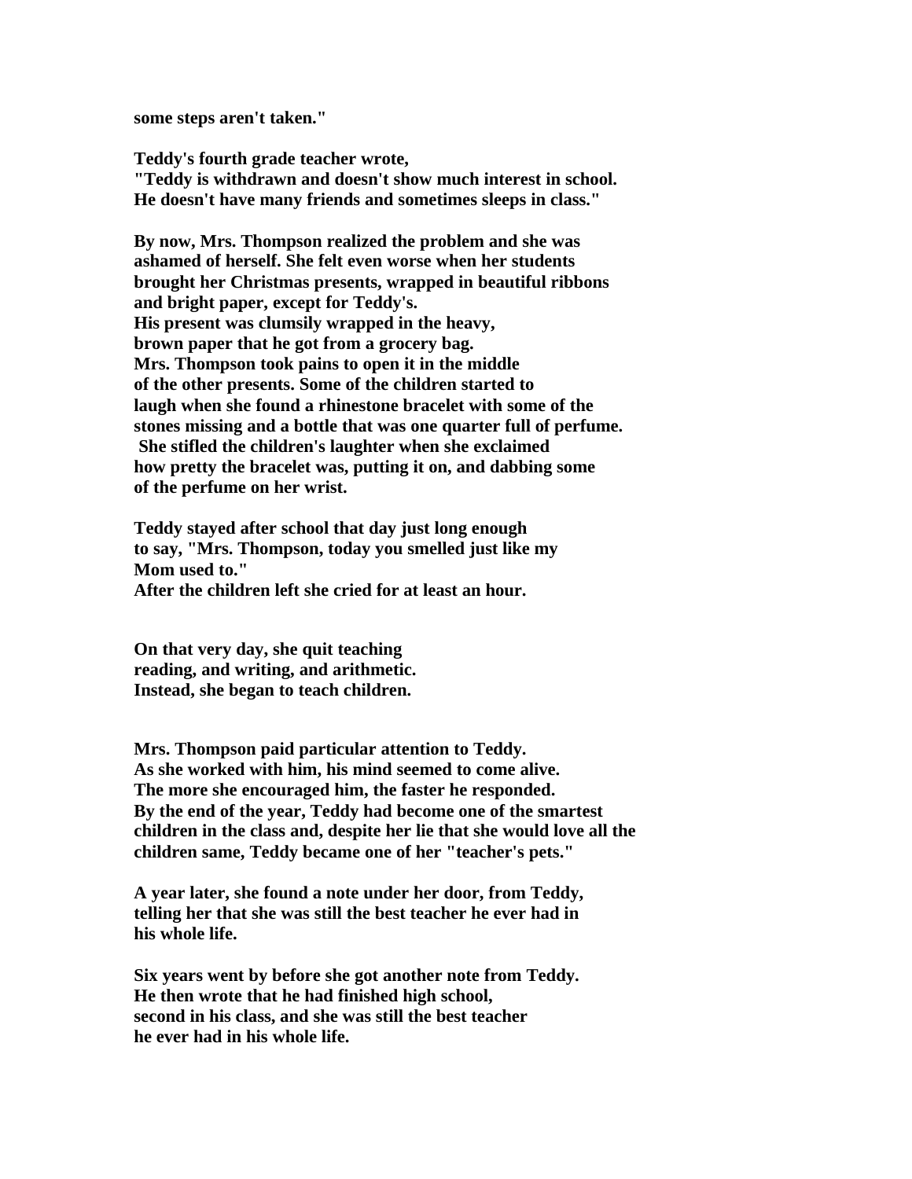**some steps aren't taken."**

**Teddy's fourth grade teacher wrote,**
**"Teddy is withdrawn and doesn't show much interest in school.**
**He doesn't have many friends and sometimes sleeps in class."**

**By now, Mrs. Thompson realized the problem and she was**
**ashamed of herself. She felt even worse when her students**
**brought her Christmas presents, wrapped in beautiful ribbons**
**and bright paper, except for Teddy's.**
**His present was clumsily wrapped in the heavy,**
**brown paper that he got from a grocery bag.**
**Mrs. Thompson took pains to open it in the middle**
**of the other presents. Some of the children started to**
**laugh when she found a rhinestone bracelet with some of the**
**stones missing and a bottle that was one quarter full of perfume.**
**She stifled the children's laughter when she exclaimed**
**how pretty the bracelet was, putting it on, and dabbing some**
**of the perfume on her wrist.**

**Teddy stayed after school that day just long enough**
**to say, "Mrs. Thompson, today you smelled just like my**
**Mom used to."**
**After the children left she cried for at least an hour.**

**On that very day, she quit teaching**
**reading, and writing, and arithmetic.**
**Instead, she began to teach children.**

**Mrs. Thompson paid particular attention to Teddy.**
**As she worked with him, his mind seemed to come alive.**
**The more she encouraged him, the faster he responded.**
**By the end of the year, Teddy had become one of the smartest**
**children in the class and, despite her lie that she would love all the**
**children same, Teddy became one of her "teacher's pets."**

**A year later, she found a note under her door, from Teddy,**
**telling her that she was still the best teacher he ever had in**
**his whole life.**

**Six years went by before she got another note from Teddy.**
**He then wrote that he had finished high school,**
**second in his class, and she was still the best teacher**
**he ever had in his whole life.**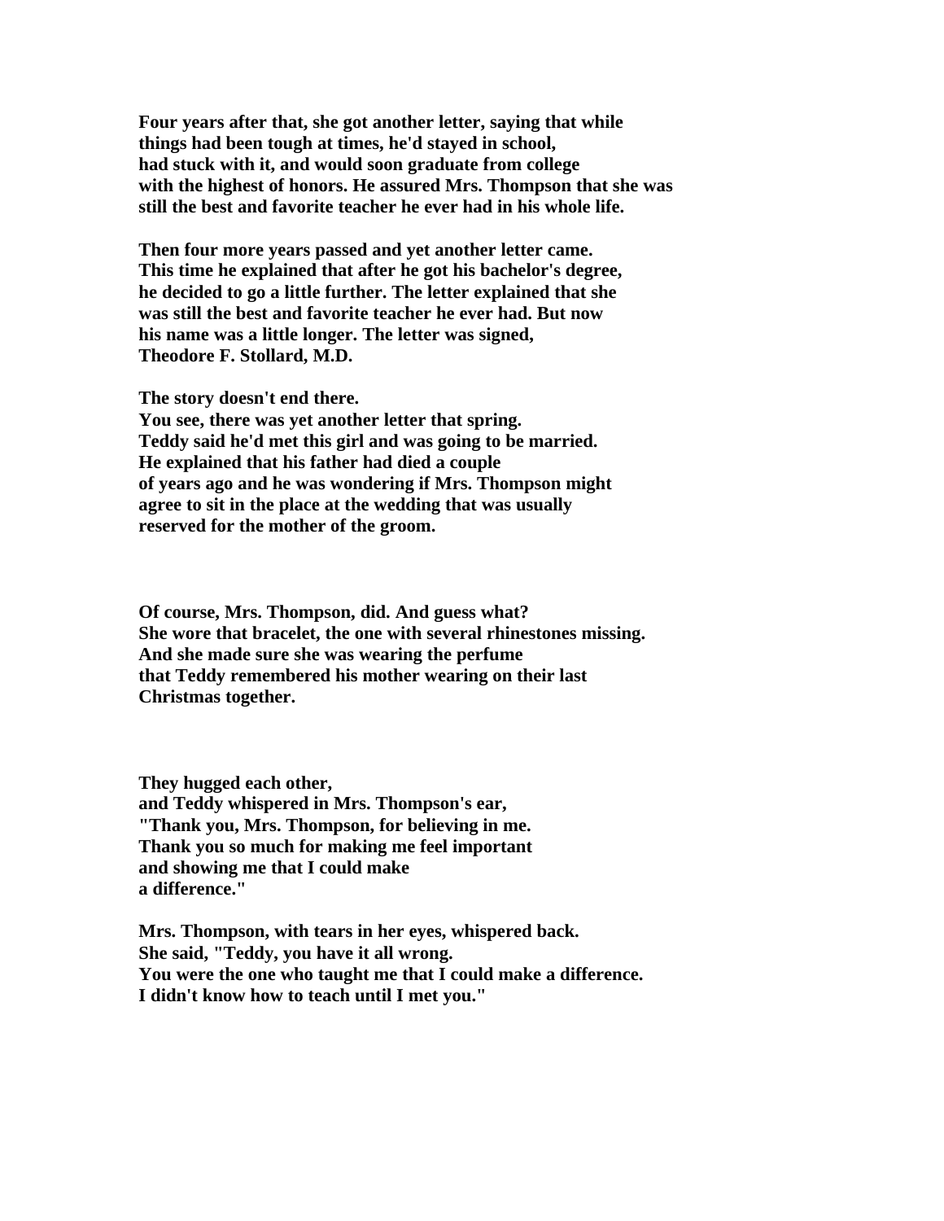**Four years after that, she got another letter, saying that while things had been tough at times, he'd stayed in school, had stuck with it, and would soon graduate from college with the highest of honors. He assured Mrs. Thompson that she was still the best and favorite teacher he ever had in his whole life.**

**Then four more years passed and yet another letter came. This time he explained that after he got his bachelor's degree, he decided to go a little further. The letter explained that she was still the best and favorite teacher he ever had. But now his name was a little longer. The letter was signed, Theodore F. Stollard, M.D.**

**The story doesn't end there.**
**You see, there was yet another letter that spring. Teddy said he'd met this girl and was going to be married. He explained that his father had died a couple of years ago and he was wondering if Mrs. Thompson might agree to sit in the place at the wedding that was usually reserved for the mother of the groom.**

**Of course, Mrs. Thompson, did. And guess what? She wore that bracelet, the one with several rhinestones missing. And she made sure she was wearing the perfume that Teddy remembered his mother wearing on their last Christmas together.**

**They hugged each other,**
**and Teddy whispered in Mrs. Thompson's ear,**
**"Thank you, Mrs. Thompson, for believing in me.**
**Thank you so much for making me feel important**
**and showing me that I could make**
**a difference."**

**Mrs. Thompson, with tears in her eyes, whispered back.**
**She said, "Teddy, you have it all wrong.**
**You were the one who taught me that I could make a difference.**
**I didn't know how to teach until I met you."**